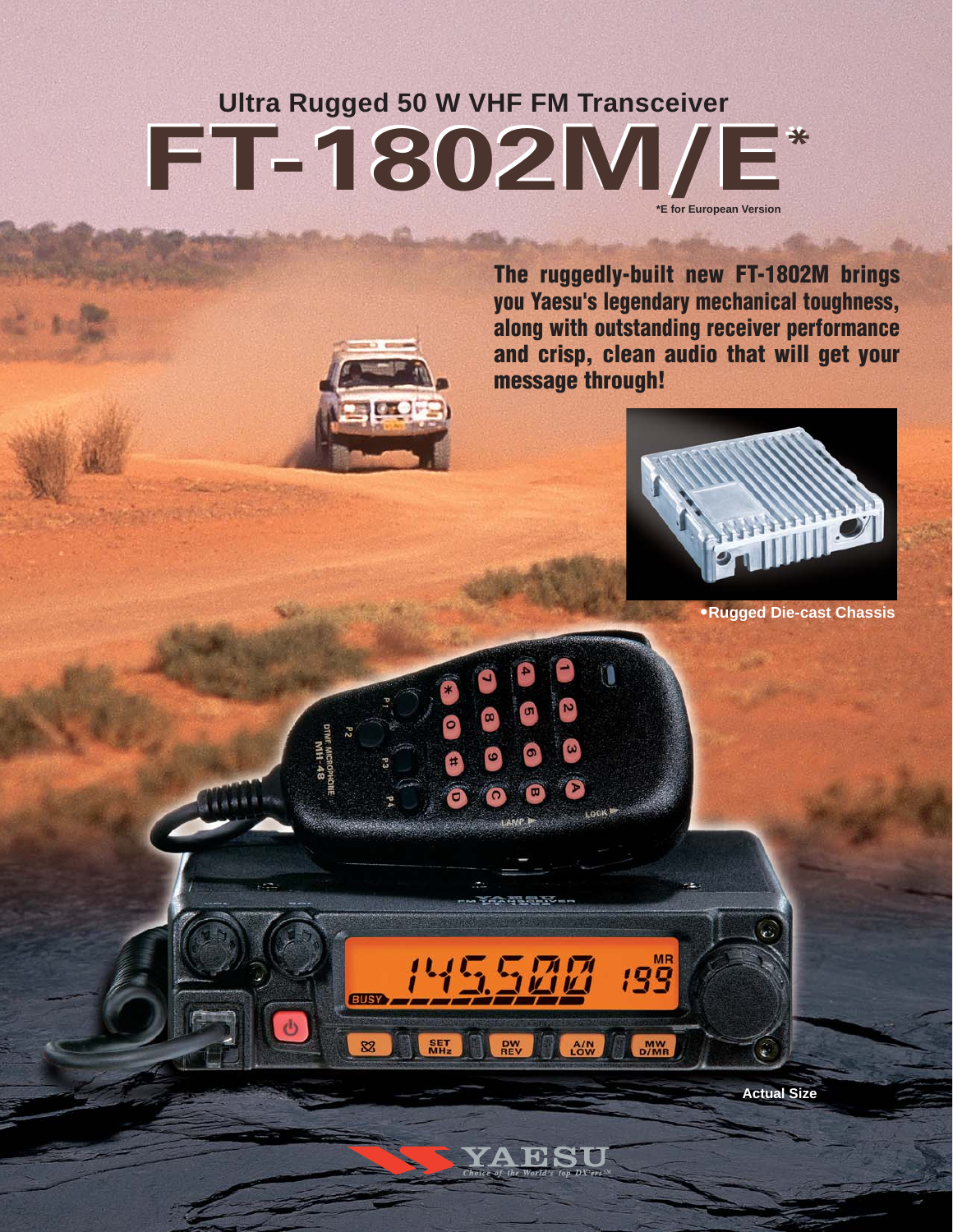## Ultra Rugged 50 W VHF FM Transceiver

# FT-1802M/E*

*E for European Version

**The ruggedly-built new FT-1802M brings you Yaesu's legendary mechanical toughness, along with outstanding receiver performance and crisp, clean audio that will get your message through!**

• Rugged Die-cast Chassis

Actual Size

YAESU

*Choice of the World's top DX'ers*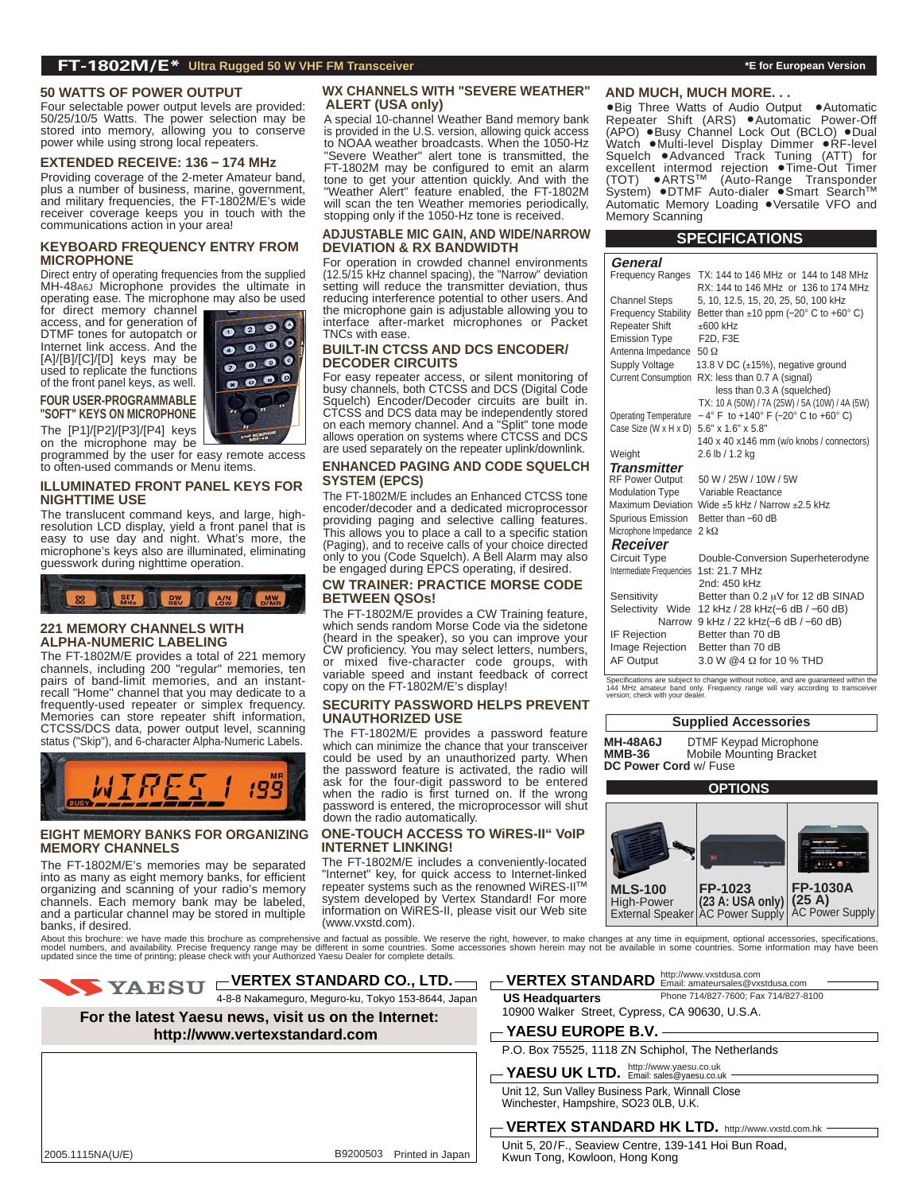# FT-1802M/E* Ultra Rugged 50 W VHF FM Transceiver

*E for European Version

## 50 WATTS OF POWER OUTPUT

Four selectable power output levels are provided: 50/25/10/5 Watts. The power selection may be stored into memory, allowing you to conserve power while using strong local repeaters.

## EXTENDED RECEIVE: 136 – 174 MHz

Providing coverage of the 2-meter Amateur band, plus a number of business, marine, government, and military frequencies, the FT-1802M/E's wide receiver coverage keeps you in touch with the communications action in your area!

## KEYBOARD FREQUENCY ENTRY FROM MICROPHONE

Direct entry of operating frequencies from the supplied MH-48A6J Microphone provides the ultimate in operating ease. The microphone may also be used for direct memory channel access, and for generation of DTMF tones for autopatch or Internet link access. And the [A]/[B]/[C]/[D] keys may be used to replicate the functions of the front panel keys, as well.

## FOUR USER-PROGRAMMABLE "SOFT" KEYS ON MICROPHONE

The [P1]/[P2]/[P3]/[P4] keys on the microphone may be programmed by the user for easy remote access to often-used commands or Menu items.

## ILLUMINATED FRONT PANEL KEYS FOR NIGHTTIME USE

The translucent command keys, and large, high-resolution LCD display, yield a front panel that is easy to use day and night. What's more, the microphone's keys also are illuminated, eliminating guesswork during nighttime operation.

## 221 MEMORY CHANNELS WITH ALPHA-NUMERIC LABELING

The FT-1802M/E provides a total of 221 memory channels, including 200 "regular" memories, ten pairs of band-limit memories, and an instant-recall "Home" channel that you may dedicate to a frequently-used repeater or simplex frequency. Memories can store repeater shift information, CTCSS/DCS data, power output level, scanning status ("Skip"), and 6-character Alpha-Numeric Labels.

## EIGHT MEMORY BANKS FOR ORGANIZING MEMORY CHANNELS

The FT-1802M/E's memories may be separated into as many as eight memory banks, for efficient organizing and scanning of your radio's memory channels. Each memory bank may be labeled, and a particular channel may be stored in multiple banks, if desired.

## WX CHANNELS WITH "SEVERE WEATHER" ALERT (USA only)

A special 10-channel Weather Band memory bank is provided in the U.S. version, allowing quick access to NOAA weather broadcasts. When the 1050-Hz "Severe Weather" alert tone is transmitted, the FT-1802M may be configured to emit an alarm tone to get your attention quickly. And with the "Weather Alert" feature enabled, the FT-1802M will scan the ten Weather memories periodically, stopping only if the 1050-Hz tone is received.

## ADJUSTABLE MIC GAIN, AND WIDE/NARROW DEVIATION & RX BANDWIDTH

For operation in crowded channel environments (12.5/15 kHz channel spacing), the "Narrow" deviation setting will reduce the transmitter deviation, thus reducing interference potential to other users. And the microphone gain is adjustable allowing you to interface after-market microphones or Packet TNCs with ease.

## BUILT-IN CTCSS AND DCS ENCODER/ DECODER CIRCUITS

For easy repeater access, or silent monitoring of busy channels, both CTCSS and DCS (Digital Code Squelch) Encoder/Decoder circuits are built in. CTCSS and DCS data may be independently stored on each memory channel. And a "Split" tone mode allows operation on systems where CTCSS and DCS are used separately on the repeater uplink/downlink.

## ENHANCED PAGING AND CODE SQUELCH SYSTEM (EPCS)

The FT-1802M/E includes an Enhanced CTCSS tone encoder/decoder and a dedicated microprocessor providing paging and selective calling features. This allows you to place a call to a specific station (Paging), and to receive calls of your choice directed only to you (Code Squelch). A Bell Alarm may also be engaged during EPCS operating, if desired.

## CW TRAINER: PRACTICE MORSE CODE BETWEEN QSOs!

The FT-1802M/E provides a CW Training feature, which sends random Morse Code via the sidetone (heard in the speaker), so you can improve your CW proficiency. You may select letters, numbers, or mixed five-character code groups, with variable speed and instant feedback of correct copy on the FT-1802M/E's display!

## SECURITY PASSWORD HELPS PREVENT UNAUTHORIZED USE

The FT-1802M/E provides a password feature which can minimize the chance that your transceiver could be used by an unauthorized party. When the password feature is activated, the radio will ask for the four-digit password to be entered when the radio is first turned on. If the wrong password is entered, the microprocessor will shut down the radio automatically.

## ONE-TOUCH ACCESS TO WiRES-II" VoIP INTERNET LINKING!

The FT-1802M/E includes a conveniently-located "Internet" key, for quick access to Internet-linked repeater systems such as the renowned WiRES-II™ system developed by Vertex Standard! For more information on WiRES-II, please visit our Web site (www.vxstd.com).

## AND MUCH, MUCH MORE. . .

●Big Three Watts of Audio Output ●Automatic Repeater Shift (ARS) ●Automatic Power-Off (APO) ●Busy Channel Lock Out (BCLO) ●Dual Watch ●Multi-level Display Dimmer ●RF-level Squelch ●Advanced Track Tuning (ATT) for excellent intermod rejection ●Time-Out Timer (TOT) ●ARTS™ (Auto-Range Transponder System) ●DTMF Auto-dialer ●Smart Search™ Automatic Memory Loading ●Versatile VFO and Memory Scanning

## SPECIFICATIONS

### General

| | |
|---|---|
| Frequency Ranges | TX: 144 to 146 MHz or 144 to 148 MHz<br>RX: 144 to 146 MHz or 136 to 174 MHz |
| Channel Steps | 5, 10, 12.5, 15, 20, 25, 50, 100 kHz |
| Frequency Stability | Better than ±10 ppm (–20° C to +60° C) |
| Repeater Shift | ±600 kHz |
| Emission Type | F2D, F3E |
| Antenna Impedance | 50 Ω |
| Supply Voltage | 13.8 V DC (±15%), negative ground |
| Current Consumption | RX: less than 0.7 A (signal)<br>less than 0.3 A (squelched)<br>TX: 10 A (50W) / 7A (25W) / 5A (10W) / 4A (5W) |
| Operating Temperature | – 4° F to +140° F (–20° C to +60° C) |
| Case Size (W x H x D) | 5.6" x 1.6" x 5.8"<br>140 x 40 x146 mm (w/o knobs / connectors) |
| Weight | 2.6 lb / 1.2 kg |

### Transmitter

| | |
|---|---|
| RF Power Output | 50 W / 25W / 10W / 5W |
| Modulation Type | Variable Reactance |
| Maximum Deviation | Wide ±5 kHz / Narrow ±2.5 kHz |
| Spurious Emission | Better than –60 dB |
| Microphone Impedance | 2 kΩ |

### Receiver

| | |
|---|---|
| Circuit Type | Double-Conversion Superheterodyne |
| Intermediate Frequencies | 1st: 21.7 MHz<br>2nd: 450 kHz |
| Sensitivity | Better than 0.2 μV for 12 dB SINAD |
| Selectivity Wide | 12 kHz / 28 kHz(–6 dB / –60 dB) |
| Narrow | 9 kHz / 22 kHz(–6 dB / –60 dB) |
| IF Rejection | Better than 70 dB |
| Image Rejection | Better than 70 dB |
| AF Output | 3.0 W @4 Ω for 10 % THD |

Specifications are subject to change without notice, and are guaranteed within the 144 MHz amateur band only. Frequency range will vary according to transceiver version; check with your dealer.

## Supplied Accessories

**MH-48A6J** DTMF Keypad Microphone
**MMB-36** Mobile Mounting Bracket
**DC Power Cord** w/ Fuse

## OPTIONS

**MLS-100** High-Power External Speaker
**FP-1023** (23 A: USA only) AC Power Supply
**FP-1030A** (25 A) AC Power Supply

About this brochure: we have made this brochure as comprehensive and factual as possible. We reserve the right, however, to make changes at any time in equipment, optional accessories, specifications, model numbers, and availability. Precise frequency range may be different in some countries. Some accessories shown herein may not be available in some countries. Some information may have been updated since the time of printing; please check with your Authorized Yaesu Dealer for complete details.

YAESU

**VERTEX STANDARD CO., LTD.**
4-8-8 Nakameguro, Meguro-ku, Tokyo 153-8644, Japan

**For the latest Yaesu news, visit us on the Internet: http://www.vertexstandard.com**

2005.1115NA(U/E) B9200503 Printed in Japan

**VERTEX STANDARD** http://www.vxstdusa.com Email: amateursales@vxstdusa.com
**US Headquarters** Phone 714/827-7600; Fax 714/827-8100
10900 Walker Street, Cypress, CA 90630, U.S.A.

**YAESU EUROPE B.V.**
P.O. Box 75525, 1118 ZN Schiphol, The Netherlands

**YAESU UK LTD.** http://www.yaesu.co.uk Email: sales@yaesu.co.uk
Unit 12, Sun Valley Business Park, Winnall Close
Winchester, Hampshire, SO23 0LB, U.K.

**VERTEX STANDARD HK LTD.** http://www.vxstd.com.hk
Unit 5, 20/F., Seaview Centre, 139-141 Hoi Bun Road,
Kwun Tong, Kowloon, Hong Kong